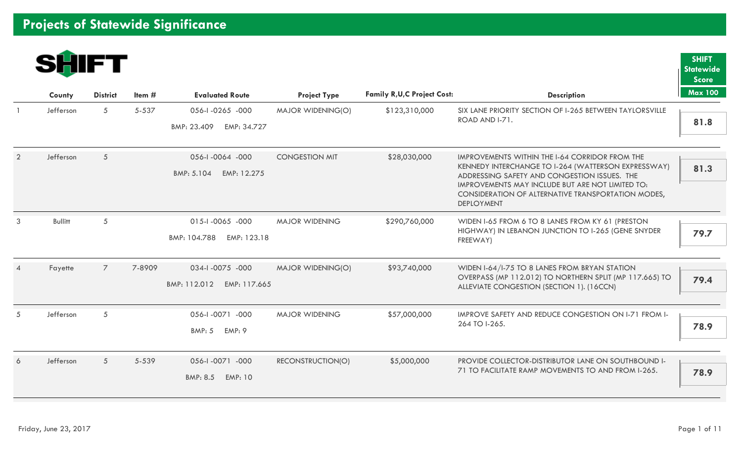# Projects of Statewide Significance

SHIFT

| | County | District | Item # | Evaluated Route | Project Type | Family R,U,C Project Cost: | Description | SHIFT Statewide Score Max 100 |
|---|---|---|---|---|---|---|---|---|
| 1 | Jefferson | 5 | 5-537 | 056-I -0265 -000 BMP: 23.409 EMP: 34.727 | MAJOR WIDENING(O) | $123,310,000 | SIX LANE PRIORITY SECTION OF I-265 BETWEEN TAYLORSVILLE ROAD AND I-71. | 81.8 |
| 2 | Jefferson | 5 | | 056-I -0064 -000 BMP: 5.104 EMP: 12.275 | CONGESTION MIT | $28,030,000 | IMPROVEMENTS WITHIN THE I-64 CORRIDOR FROM THE KENNEDY INTERCHANGE TO I-264 (WATTERSON EXPRESSWAY) ADDRESSING SAFETY AND CONGESTION ISSUES. THE IMPROVEMENTS MAY INCLUDE BUT ARE NOT LIMITED TO: CONSIDERATION OF ALTERNATIVE TRANSPORTATION MODES, DEPLOYMENT | 81.3 |
| 3 | Bullitt | 5 | | 015-I -0065 -000 BMP: 104.788 EMP: 123.18 | MAJOR WIDENING | $290,760,000 | WIDEN I-65 FROM 6 TO 8 LANES FROM KY 61 (PRESTON HIGHWAY) IN LEBANON JUNCTION TO I-265 (GENE SNYDER FREEWAY) | 79.7 |
| 4 | Fayette | 7 | 7-8909 | 034-I -0075 -000 BMP: 112.012 EMP: 117.665 | MAJOR WIDENING(O) | $93,740,000 | WIDEN I-64/I-75 TO 8 LANES FROM BRYAN STATION OVERPASS (MP 112.012) TO NORTHERN SPLIT (MP 117.665) TO ALLEVIATE CONGESTION (SECTION 1). (16CCN) | 79.4 |
| 5 | Jefferson | 5 | | 056-I -0071 -000 BMP: 5 EMP: 9 | MAJOR WIDENING | $57,000,000 | IMPROVE SAFETY AND REDUCE CONGESTION ON I-71 FROM I-264 TO I-265. | 78.9 |
| 6 | Jefferson | 5 | 5-539 | 056-I -0071 -000 BMP: 8.5 EMP: 10 | RECONSTRUCTION(O) | $5,000,000 | PROVIDE COLLECTOR-DISTRIBUTOR LANE ON SOUTHBOUND I-71 TO FACILITATE RAMP MOVEMENTS TO AND FROM I-265. | 78.9 |

Friday, June 23, 2017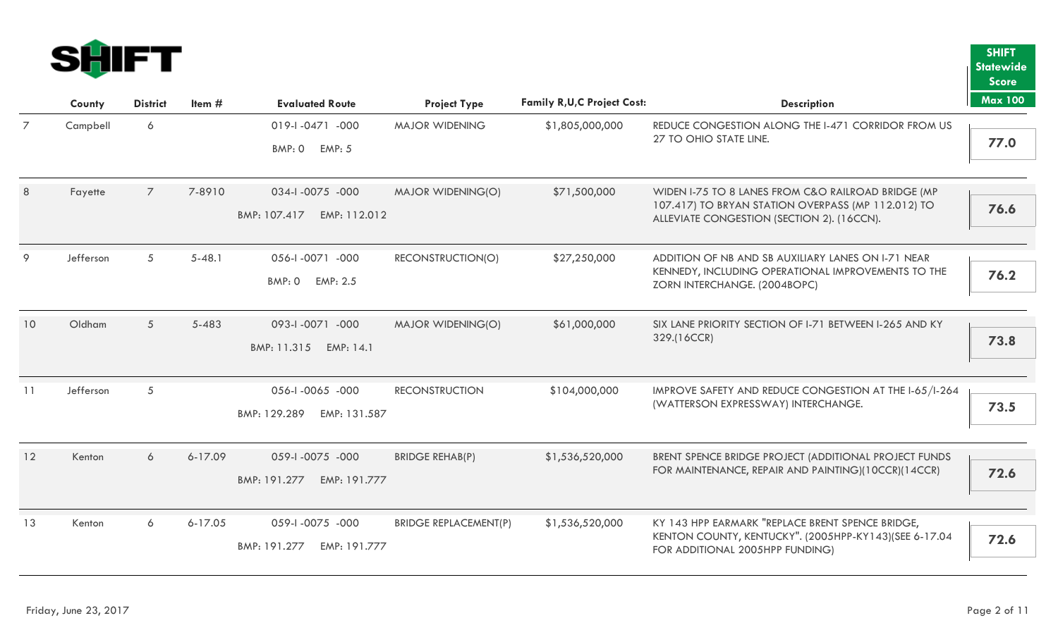# SHIFT

| | County | District | Item # | Evaluated Route | Project Type | Family R,U,C Project Cost: | Description | SHIFT Statewide Score Max 100 |
|---|---|---|---|---|---|---|---|---|
| 7 | Campbell | 6 | | 019-I -0471 -000 BMP: 0 EMP: 5 | MAJOR WIDENING | $1,805,000,000 | REDUCE CONGESTION ALONG THE I-471 CORRIDOR FROM US 27 TO OHIO STATE LINE. | 77.0 |
| 8 | Fayette | 7 | 7-8910 | 034-I -0075 -000 BMP: 107.417 EMP: 112.012 | MAJOR WIDENING(O) | $71,500,000 | WIDEN I-75 TO 8 LANES FROM C&O RAILROAD BRIDGE (MP 107.417) TO BRYAN STATION OVERPASS (MP 112.012) TO ALLEVIATE CONGESTION (SECTION 2). (16CCN). | 76.6 |
| 9 | Jefferson | 5 | 5-48.1 | 056-I -0071 -000 BMP: 0 EMP: 2.5 | RECONSTRUCTION(O) | $27,250,000 | ADDITION OF NB AND SB AUXILIARY LANES ON I-71 NEAR KENNEDY, INCLUDING OPERATIONAL IMPROVEMENTS TO THE ZORN INTERCHANGE. (2004BOPC) | 76.2 |
| 10 | Oldham | 5 | 5-483 | 093-I -0071 -000 BMP: 11.315 EMP: 14.1 | MAJOR WIDENING(O) | $61,000,000 | SIX LANE PRIORITY SECTION OF I-71 BETWEEN I-265 AND KY 329.(16CCR) | 73.8 |
| 11 | Jefferson | 5 | | 056-I -0065 -000 BMP: 129.289 EMP: 131.587 | RECONSTRUCTION | $104,000,000 | IMPROVE SAFETY AND REDUCE CONGESTION AT THE I-65/I-264 (WATTERSON EXPRESSWAY) INTERCHANGE. | 73.5 |
| 12 | Kenton | 6 | 6-17.09 | 059-I -0075 -000 BMP: 191.277 EMP: 191.777 | BRIDGE REHAB(P) | $1,536,520,000 | BRENT SPENCE BRIDGE PROJECT (ADDITIONAL PROJECT FUNDS FOR MAINTENANCE, REPAIR AND PAINTING)(10CCR)(14CCR) | 72.6 |
| 13 | Kenton | 6 | 6-17.05 | 059-I -0075 -000 BMP: 191.277 EMP: 191.777 | BRIDGE REPLACEMENT(P) | $1,536,520,000 | KY 143 HPP EARMARK "REPLACE BRENT SPENCE BRIDGE, KENTON COUNTY, KENTUCKY". (2005HPP-KY143)(SEE 6-17.04 FOR ADDITIONAL 2005HPP FUNDING) | 72.6 |

Friday, June 23, 2017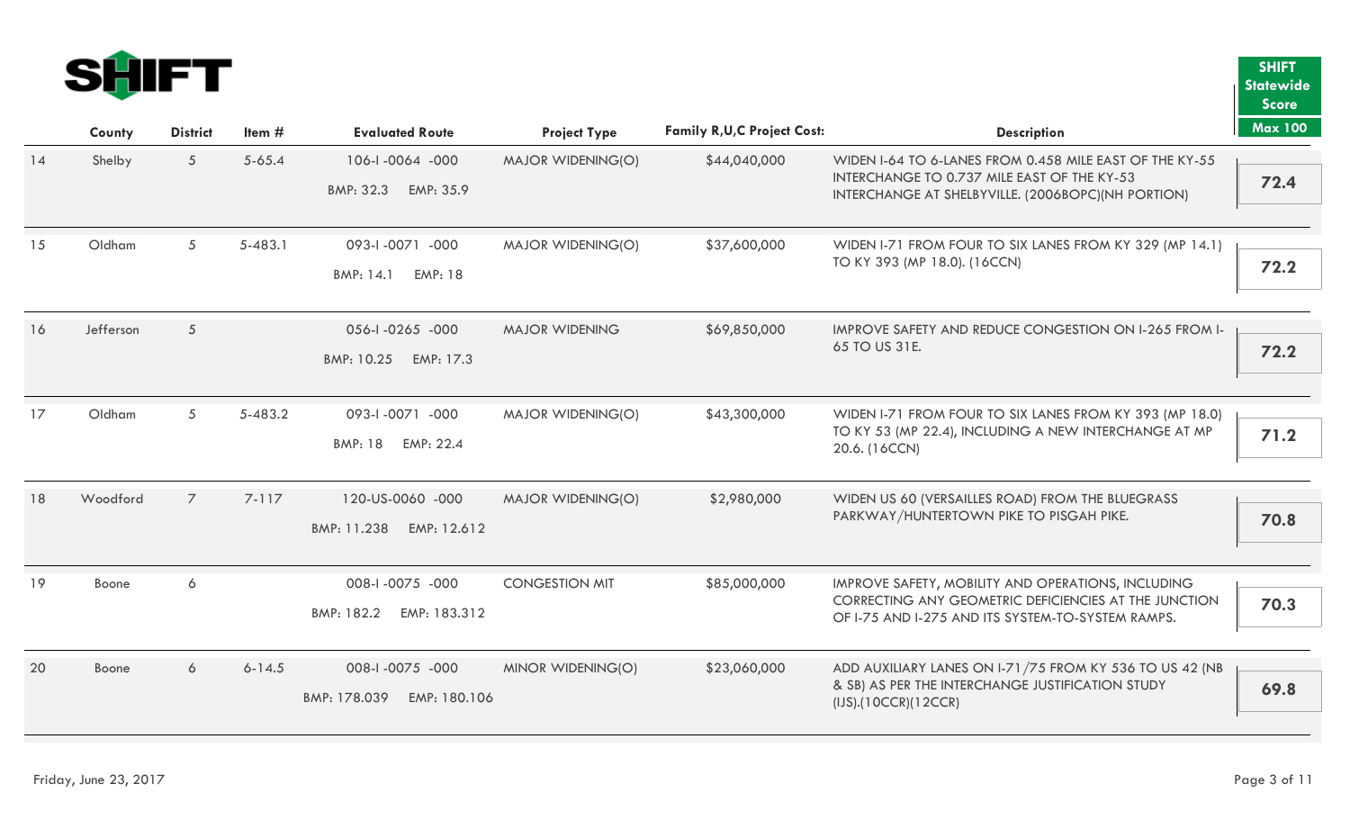**SHIFT**

| | County | District | Item # | Evaluated Route | Project Type | Family R,U,C Project Cost: | Description | SHIFT Statewide Score Max 100 |
|---|---|---|---|---|---|---|---|---|
| 14 | Shelby | 5 | 5-65.4 | 106-I -0064 -000 BMP: 32.3 EMP: 35.9 | MAJOR WIDENING(O) | $44,040,000 | WIDEN I-64 TO 6-LANES FROM 0.458 MILE EAST OF THE KY-55 INTERCHANGE TO 0.737 MILE EAST OF THE KY-53 INTERCHANGE AT SHELBYVILLE. (2006BOPC)(NH PORTION) | 72.4 |
| 15 | Oldham | 5 | 5-483.1 | 093-I -0071 -000 BMP: 14.1 EMP: 18 | MAJOR WIDENING(O) | $37,600,000 | WIDEN I-71 FROM FOUR TO SIX LANES FROM KY 329 (MP 14.1) TO KY 393 (MP 18.0). (16CCN) | 72.2 |
| 16 | Jefferson | 5 | | 056-I -0265 -000 BMP: 10.25 EMP: 17.3 | MAJOR WIDENING | $69,850,000 | IMPROVE SAFETY AND REDUCE CONGESTION ON I-265 FROM I-65 TO US 31E. | 72.2 |
| 17 | Oldham | 5 | 5-483.2 | 093-I -0071 -000 BMP: 18 EMP: 22.4 | MAJOR WIDENING(O) | $43,300,000 | WIDEN I-71 FROM FOUR TO SIX LANES FROM KY 393 (MP 18.0) TO KY 53 (MP 22.4), INCLUDING A NEW INTERCHANGE AT MP 20.6. (16CCN) | 71.2 |
| 18 | Woodford | 7 | 7-117 | 120-US-0060 -000 BMP: 11.238 EMP: 12.612 | MAJOR WIDENING(O) | $2,980,000 | WIDEN US 60 (VERSAILLES ROAD) FROM THE BLUEGRASS PARKWAY/HUNTERTOWN PIKE TO PISGAH PIKE. | 70.8 |
| 19 | Boone | 6 | | 008-I -0075 -000 BMP: 182.2 EMP: 183.312 | CONGESTION MIT | $85,000,000 | IMPROVE SAFETY, MOBILITY AND OPERATIONS, INCLUDING CORRECTING ANY GEOMETRIC DEFICIENCIES AT THE JUNCTION OF I-75 AND I-275 AND ITS SYSTEM-TO-SYSTEM RAMPS. | 70.3 |
| 20 | Boone | 6 | 6-14.5 | 008-I -0075 -000 BMP: 178.039 EMP: 180.106 | MINOR WIDENING(O) | $23,060,000 | ADD AUXILIARY LANES ON I-71/75 FROM KY 536 TO US 42 (NB & SB) AS PER THE INTERCHANGE JUSTIFICATION STUDY (IJS).(10CCR)(12CCR) | 69.8 |

Friday, June 23, 2017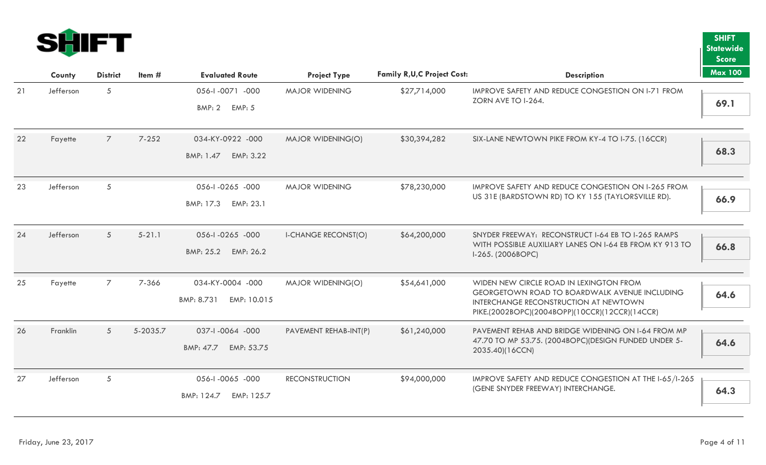**SHIFT**

| | County | District | Item # | Evaluated Route | Project Type | Family R,U,C Project Cost: | Description | SHIFT Statewide Score Max 100 |
|---|---|---|---|---|---|---|---|---|
| 21 | Jefferson | 5 | | 056-I -0071 -000 BMP: 2 EMP: 5 | MAJOR WIDENING | $27,714,000 | IMPROVE SAFETY AND REDUCE CONGESTION ON I-71 FROM ZORN AVE TO I-264. | 69.1 |
| 22 | Fayette | 7 | 7-252 | 034-KY-0922 -000 BMP: 1.47 EMP: 3.22 | MAJOR WIDENING(O) | $30,394,282 | SIX-LANE NEWTOWN PIKE FROM KY-4 TO I-75. (16CCR) | 68.3 |
| 23 | Jefferson | 5 | | 056-I -0265 -000 BMP: 17.3 EMP: 23.1 | MAJOR WIDENING | $78,230,000 | IMPROVE SAFETY AND REDUCE CONGESTION ON I-265 FROM US 31E (BARDSTOWN RD) TO KY 155 (TAYLORSVILLE RD). | 66.9 |
| 24 | Jefferson | 5 | 5-21.1 | 056-I -0265 -000 BMP: 25.2 EMP: 26.2 | I-CHANGE RECONST(O) | $64,200,000 | SNYDER FREEWAY: RECONSTRUCT I-64 EB TO I-265 RAMPS WITH POSSIBLE AUXILIARY LANES ON I-64 EB FROM KY 913 TO I-265. (2006BOPC) | 66.8 |
| 25 | Fayette | 7 | 7-366 | 034-KY-0004 -000 BMP: 8.731 EMP: 10.015 | MAJOR WIDENING(O) | $54,641,000 | WIDEN NEW CIRCLE ROAD IN LEXINGTON FROM GEORGETOWN ROAD TO BOARDWALK AVENUE INCLUDING INTERCHANGE RECONSTRUCTION AT NEWTOWN PIKE.(2002BOPC)(2004BOPP)(10CCR)(12CCR)(14CCR) | 64.6 |
| 26 | Franklin | 5 | 5-2035.7 | 037-I -0064 -000 BMP: 47.7 EMP: 53.75 | PAVEMENT REHAB-INT(P) | $61,240,000 | PAVEMENT REHAB AND BRIDGE WIDENING ON I-64 FROM MP 47.70 TO MP 53.75. (2004BOPC)(DESIGN FUNDED UNDER 5-2035.40)(16CCN) | 64.6 |
| 27 | Jefferson | 5 | | 056-I -0065 -000 BMP: 124.7 EMP: 125.7 | RECONSTRUCTION | $94,000,000 | IMPROVE SAFETY AND REDUCE CONGESTION AT THE I-65/I-265 (GENE SNYDER FREEWAY) INTERCHANGE. | 64.3 |

Friday, June 23, 2017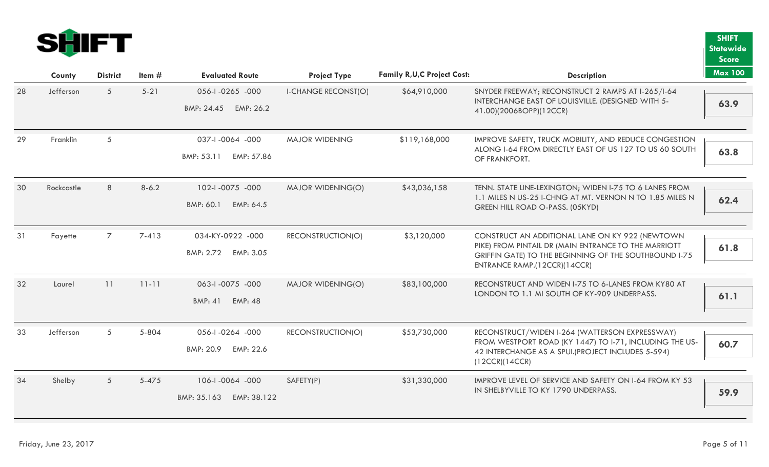# SHIFT

| | County | District | Item # | Evaluated Route | Project Type | Family R,U,C Project Cost: | Description | SHIFT Statewide Score Max 100 |
|---|---|---|---|---|---|---|---|---|
| 28 | Jefferson | 5 | 5-21 | 056-I -0265 -000 BMP: 24.45 EMP: 26.2 | I-CHANGE RECONST(O) | $64,910,000 | SNYDER FREEWAY; RECONSTRUCT 2 RAMPS AT I-265/I-64 INTERCHANGE EAST OF LOUISVILLE. (DESIGNED WITH 5-41.00)(2006BOPP)(12CCR) | 63.9 |
| 29 | Franklin | 5 | | 037-I -0064 -000 BMP: 53.11 EMP: 57.86 | MAJOR WIDENING | $119,168,000 | IMPROVE SAFETY, TRUCK MOBILITY, AND REDUCE CONGESTION ALONG I-64 FROM DIRECTLY EAST OF US 127 TO US 60 SOUTH OF FRANKFORT. | 63.8 |
| 30 | Rockcastle | 8 | 8-6.2 | 102-I -0075 -000 BMP: 60.1 EMP: 64.5 | MAJOR WIDENING(O) | $43,036,158 | TENN. STATE LINE-LEXINGTON; WIDEN I-75 TO 6 LANES FROM 1.1 MILES N US-25 I-CHNG AT MT. VERNON N TO 1.85 MILES N GREEN HILL ROAD O-PASS. (05KYD) | 62.4 |
| 31 | Fayette | 7 | 7-413 | 034-KY-0922 -000 BMP: 2.72 EMP: 3.05 | RECONSTRUCTION(O) | $3,120,000 | CONSTRUCT AN ADDITIONAL LANE ON KY 922 (NEWTOWN PIKE) FROM PINTAIL DR (MAIN ENTRANCE TO THE MARRIOTT GRIFFIN GATE) TO THE BEGINNING OF THE SOUTHBOUND I-75 ENTRANCE RAMP.(12CCR)(14CCR) | 61.8 |
| 32 | Laurel | 11 | 11-11 | 063-I -0075 -000 BMP: 41 EMP: 48 | MAJOR WIDENING(O) | $83,100,000 | RECONSTRUCT AND WIDEN I-75 TO 6-LANES FROM KY80 AT LONDON TO 1.1 MI SOUTH OF KY-909 UNDERPASS. | 61.1 |
| 33 | Jefferson | 5 | 5-804 | 056-I -0264 -000 BMP: 20.9 EMP: 22.6 | RECONSTRUCTION(O) | $53,730,000 | RECONSTRUCT/WIDEN I-264 (WATTERSON EXPRESSWAY) FROM WESTPORT ROAD (KY 1447) TO I-71, INCLUDING THE US-42 INTERCHANGE AS A SPUI.(PROJECT INCLUDES 5-594) (12CCR)(14CCR) | 60.7 |
| 34 | Shelby | 5 | 5-475 | 106-I -0064 -000 BMP: 35.163 EMP: 38.122 | SAFETY(P) | $31,330,000 | IMPROVE LEVEL OF SERVICE AND SAFETY ON I-64 FROM KY 53 IN SHELBYVILLE TO KY 1790 UNDERPASS. | 59.9 |

Friday, June 23, 2017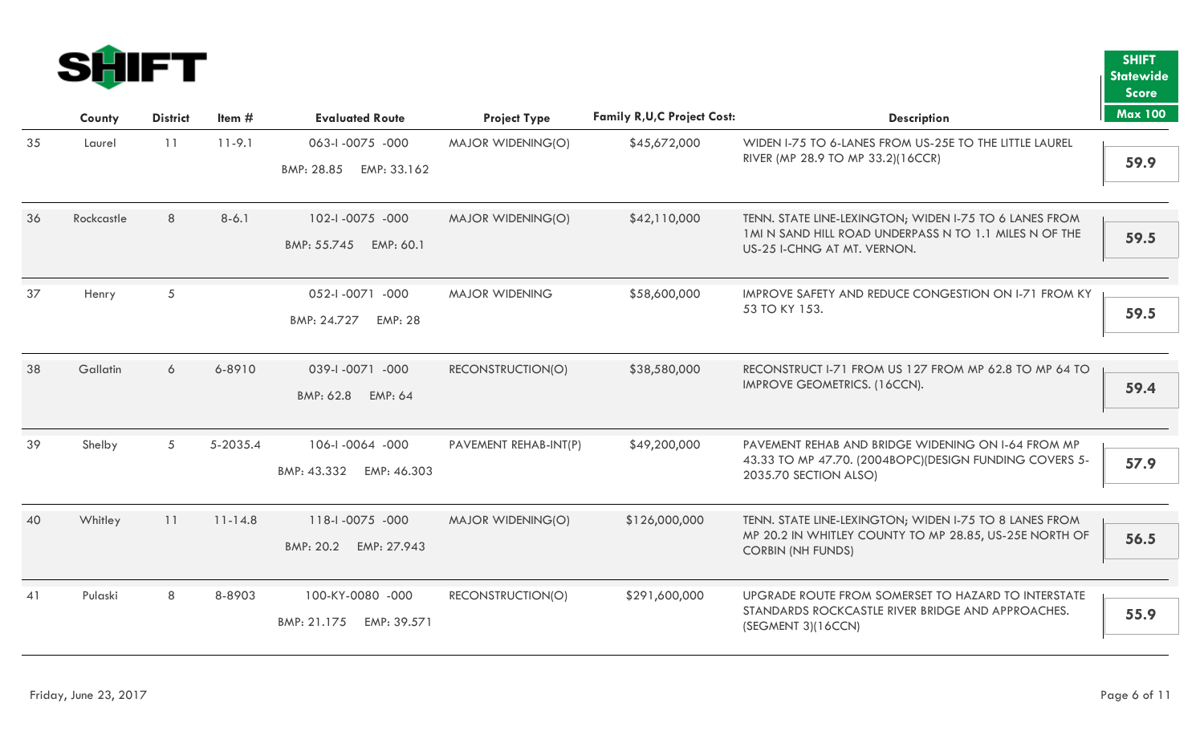SHIFT

| | County | District | Item # | Evaluated Route | Project Type | Family R,U,C Project Cost: | Description | SHIFT Statewide Score Max 100 |
|---|---|---|---|---|---|---|---|---|
| 35 | Laurel | 11 | 11-9.1 | 063-I -0075 -000 BMP: 28.85 EMP: 33.162 | MAJOR WIDENING(O) | $45,672,000 | WIDEN I-75 TO 6-LANES FROM US-25E TO THE LITTLE LAUREL RIVER (MP 28.9 TO MP 33.2)(16CCR) | 59.9 |
| 36 | Rockcastle | 8 | 8-6.1 | 102-I -0075 -000 BMP: 55.745 EMP: 60.1 | MAJOR WIDENING(O) | $42,110,000 | TENN. STATE LINE-LEXINGTON; WIDEN I-75 TO 6 LANES FROM 1MI N SAND HILL ROAD UNDERPASS N TO 1.1 MILES N OF THE US-25 I-CHNG AT MT. VERNON. | 59.5 |
| 37 | Henry | 5 | | 052-I -0071 -000 BMP: 24.727 EMP: 28 | MAJOR WIDENING | $58,600,000 | IMPROVE SAFETY AND REDUCE CONGESTION ON I-71 FROM KY 53 TO KY 153. | 59.5 |
| 38 | Gallatin | 6 | 6-8910 | 039-I -0071 -000 BMP: 62.8 EMP: 64 | RECONSTRUCTION(O) | $38,580,000 | RECONSTRUCT I-71 FROM US 127 FROM MP 62.8 TO MP 64 TO IMPROVE GEOMETRICS. (16CCN). | 59.4 |
| 39 | Shelby | 5 | 5-2035.4 | 106-I -0064 -000 BMP: 43.332 EMP: 46.303 | PAVEMENT REHAB-INT(P) | $49,200,000 | PAVEMENT REHAB AND BRIDGE WIDENING ON I-64 FROM MP 43.33 TO MP 47.70. (2004BOPC)(DESIGN FUNDING COVERS 5-2035.70 SECTION ALSO) | 57.9 |
| 40 | Whitley | 11 | 11-14.8 | 118-I -0075 -000 BMP: 20.2 EMP: 27.943 | MAJOR WIDENING(O) | $126,000,000 | TENN. STATE LINE-LEXINGTON; WIDEN I-75 TO 8 LANES FROM MP 20.2 IN WHITLEY COUNTY TO MP 28.85, US-25E NORTH OF CORBIN (NH FUNDS) | 56.5 |
| 41 | Pulaski | 8 | 8-8903 | 100-KY-0080 -000 BMP: 21.175 EMP: 39.571 | RECONSTRUCTION(O) | $291,600,000 | UPGRADE ROUTE FROM SOMERSET TO HAZARD TO INTERSTATE STANDARDS ROCKCASTLE RIVER BRIDGE AND APPROACHES. (SEGMENT 3)(16CCN) | 55.9 |

Friday, June 23, 2017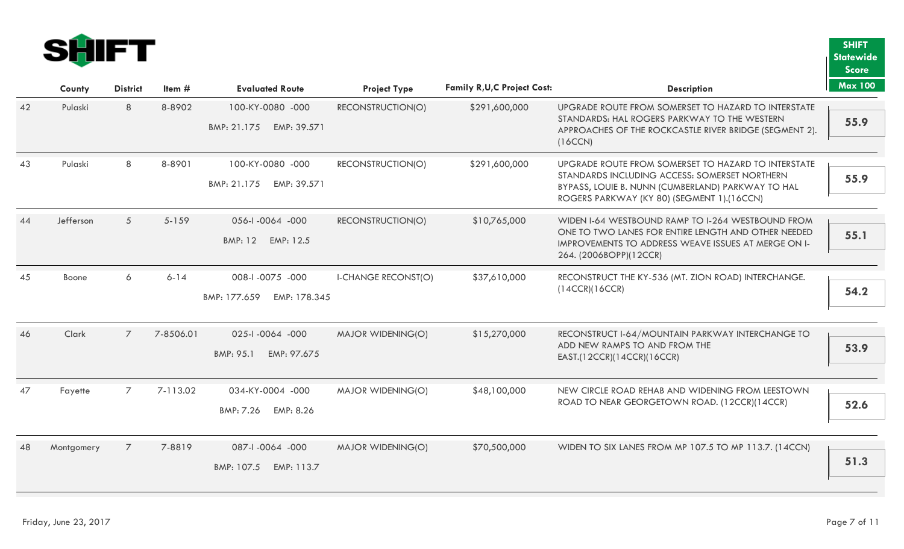**SHIFT**

| | County | District | Item # | Evaluated Route | Project Type | Family R,U,C Project Cost: | Description | SHIFT Statewide Score Max 100 |
|---|---|---|---|---|---|---|---|---|
| 42 | Pulaski | 8 | 8-8902 | 100-KY-0080 -000 BMP: 21.175 EMP: 39.571 | RECONSTRUCTION(O) | $291,600,000 | UPGRADE ROUTE FROM SOMERSET TO HAZARD TO INTERSTATE STANDARDS: HAL ROGERS PARKWAY TO THE WESTERN APPROACHES OF THE ROCKCASTLE RIVER BRIDGE (SEGMENT 2). (16CCN) | 55.9 |
| 43 | Pulaski | 8 | 8-8901 | 100-KY-0080 -000 BMP: 21.175 EMP: 39.571 | RECONSTRUCTION(O) | $291,600,000 | UPGRADE ROUTE FROM SOMERSET TO HAZARD TO INTERSTATE STANDARDS INCLUDING ACCESS: SOMERSET NORTHERN BYPASS, LOUIE B. NUNN (CUMBERLAND) PARKWAY TO HAL ROGERS PARKWAY (KY 80) (SEGMENT 1).(16CCN) | 55.9 |
| 44 | Jefferson | 5 | 5-159 | 056-I -0064 -000 BMP: 12 EMP: 12.5 | RECONSTRUCTION(O) | $10,765,000 | WIDEN I-64 WESTBOUND RAMP TO I-264 WESTBOUND FROM ONE TO TWO LANES FOR ENTIRE LENGTH AND OTHER NEEDED IMPROVEMENTS TO ADDRESS WEAVE ISSUES AT MERGE ON I-264. (2006BOPP)(12CCR) | 55.1 |
| 45 | Boone | 6 | 6-14 | 008-I -0075 -000 BMP: 177.659 EMP: 178.345 | I-CHANGE RECONST(O) | $37,610,000 | RECONSTRUCT THE KY-536 (MT. ZION ROAD) INTERCHANGE. (14CCR)(16CCR) | 54.2 |
| 46 | Clark | 7 | 7-8506.01 | 025-I -0064 -000 BMP: 95.1 EMP: 97.675 | MAJOR WIDENING(O) | $15,270,000 | RECONSTRUCT I-64/MOUNTAIN PARKWAY INTERCHANGE TO ADD NEW RAMPS TO AND FROM THE EAST.(12CCR)(14CCR)(16CCR) | 53.9 |
| 47 | Fayette | 7 | 7-113.02 | 034-KY-0004 -000 BMP: 7.26 EMP: 8.26 | MAJOR WIDENING(O) | $48,100,000 | NEW CIRCLE ROAD REHAB AND WIDENING FROM LEESTOWN ROAD TO NEAR GEORGETOWN ROAD. (12CCR)(14CCR) | 52.6 |
| 48 | Montgomery | 7 | 7-8819 | 087-I -0064 -000 BMP: 107.5 EMP: 113.7 | MAJOR WIDENING(O) | $70,500,000 | WIDEN TO SIX LANES FROM MP 107.5 TO MP 113.7. (14CCN) | 51.3 |

Friday, June 23, 2017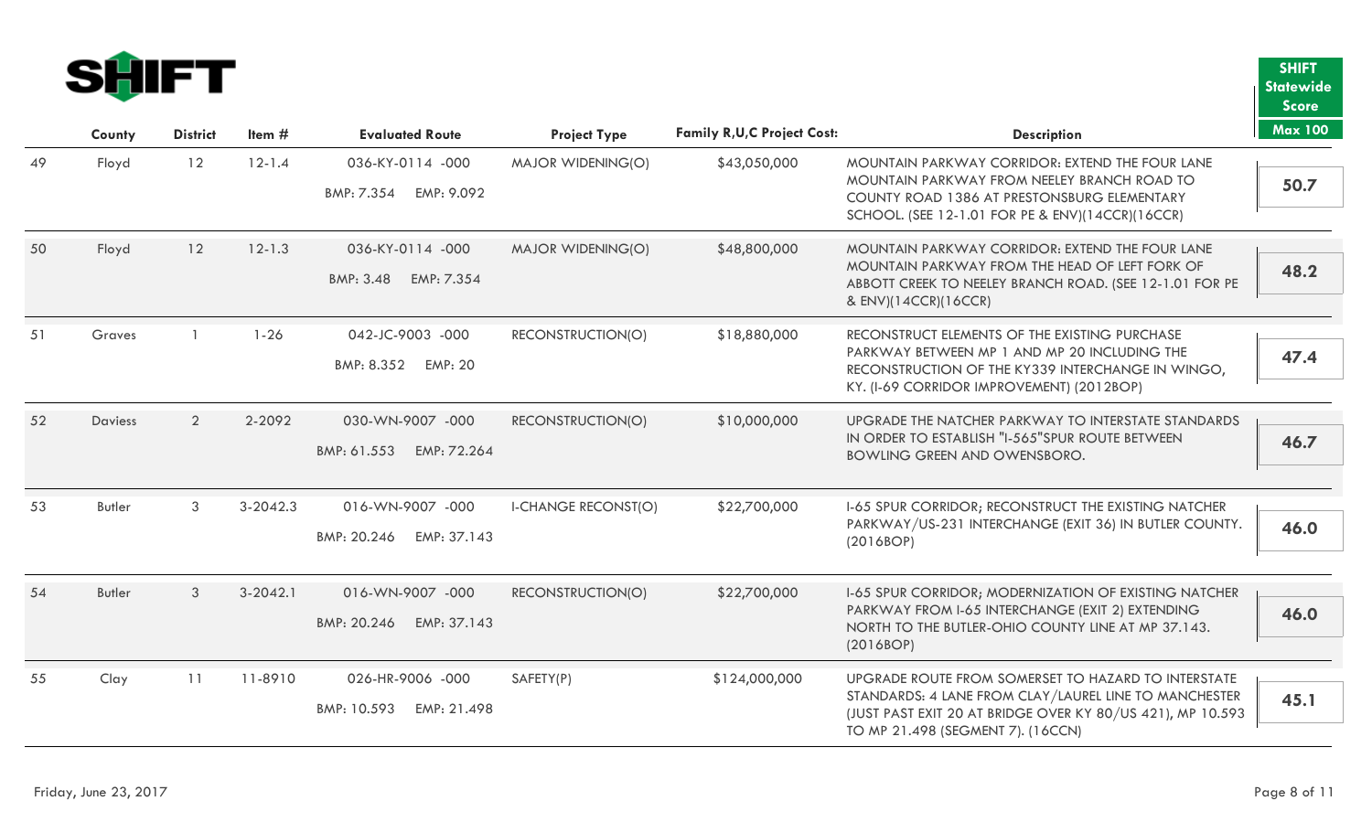# SHIFT

| | County | District | Item # | Evaluated Route | Project Type | Family R,U,C Project Cost: | Description | SHIFT Statewide Score Max 100 |
|---|---|---|---|---|---|---|---|---|
| 49 | Floyd | 12 | 12-1.4 | 036-KY-0114 -000 BMP: 7.354 EMP: 9.092 | MAJOR WIDENING(O) | $43,050,000 | MOUNTAIN PARKWAY CORRIDOR: EXTEND THE FOUR LANE MOUNTAIN PARKWAY FROM NEELEY BRANCH ROAD TO COUNTY ROAD 1386 AT PRESTONSBURG ELEMENTARY SCHOOL. (SEE 12-1.01 FOR PE & ENV)(14CCR)(16CCR) | 50.7 |
| 50 | Floyd | 12 | 12-1.3 | 036-KY-0114 -000 BMP: 3.48 EMP: 7.354 | MAJOR WIDENING(O) | $48,800,000 | MOUNTAIN PARKWAY CORRIDOR: EXTEND THE FOUR LANE MOUNTAIN PARKWAY FROM THE HEAD OF LEFT FORK OF ABBOTT CREEK TO NEELEY BRANCH ROAD. (SEE 12-1.01 FOR PE & ENV)(14CCR)(16CCR) | 48.2 |
| 51 | Graves | 1 | 1-26 | 042-JC-9003 -000 BMP: 8.352 EMP: 20 | RECONSTRUCTION(O) | $18,880,000 | RECONSTRUCT ELEMENTS OF THE EXISTING PURCHASE PARKWAY BETWEEN MP 1 AND MP 20 INCLUDING THE RECONSTRUCTION OF THE KY339 INTERCHANGE IN WINGO, KY. (I-69 CORRIDOR IMPROVEMENT) (2012BOP) | 47.4 |
| 52 | Daviess | 2 | 2-2092 | 030-WN-9007 -000 BMP: 61.553 EMP: 72.264 | RECONSTRUCTION(O) | $10,000,000 | UPGRADE THE NATCHER PARKWAY TO INTERSTATE STANDARDS IN ORDER TO ESTABLISH "I-565"SPUR ROUTE BETWEEN BOWLING GREEN AND OWENSBORO. | 46.7 |
| 53 | Butler | 3 | 3-2042.3 | 016-WN-9007 -000 BMP: 20.246 EMP: 37.143 | I-CHANGE RECONST(O) | $22,700,000 | I-65 SPUR CORRIDOR; RECONSTRUCT THE EXISTING NATCHER PARKWAY/US-231 INTERCHANGE (EXIT 36) IN BUTLER COUNTY. (2016BOP) | 46.0 |
| 54 | Butler | 3 | 3-2042.1 | 016-WN-9007 -000 BMP: 20.246 EMP: 37.143 | RECONSTRUCTION(O) | $22,700,000 | I-65 SPUR CORRIDOR; MODERNIZATION OF EXISTING NATCHER PARKWAY FROM I-65 INTERCHANGE (EXIT 2) EXTENDING NORTH TO THE BUTLER-OHIO COUNTY LINE AT MP 37.143. (2016BOP) | 46.0 |
| 55 | Clay | 11 | 11-8910 | 026-HR-9006 -000 BMP: 10.593 EMP: 21.498 | SAFETY(P) | $124,000,000 | UPGRADE ROUTE FROM SOMERSET TO HAZARD TO INTERSTATE STANDARDS: 4 LANE FROM CLAY/LAUREL LINE TO MANCHESTER (JUST PAST EXIT 20 AT BRIDGE OVER KY 80/US 421), MP 10.593 TO MP 21.498 (SEGMENT 7). (16CCN) | 45.1 |

Friday, June 23, 2017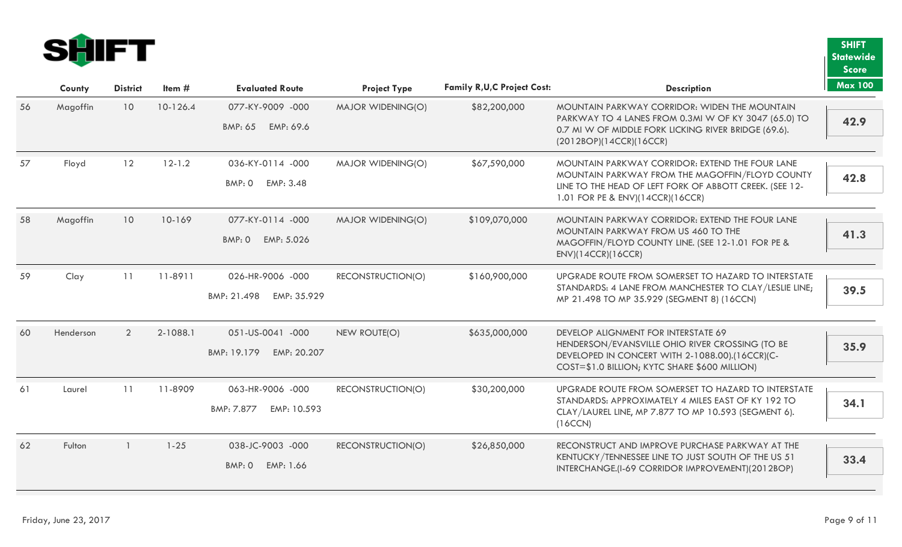# SHIFT

| | County | District | Item # | Evaluated Route | Project Type | Family R,U,C Project Cost: | Description | SHIFT Statewide Score Max 100 |
|---|---|---|---|---|---|---|---|---|
| 56 | Magoffin | 10 | 10-126.4 | 077-KY-9009 -000 BMP: 65 EMP: 69.6 | MAJOR WIDENING(O) | $82,200,000 | MOUNTAIN PARKWAY CORRIDOR: WIDEN THE MOUNTAIN PARKWAY TO 4 LANES FROM 0.3MI W OF KY 3047 (65.0) TO 0.7 MI W OF MIDDLE FORK LICKING RIVER BRIDGE (69.6).(2012BOP)(14CCR)(16CCR) | 42.9 |
| 57 | Floyd | 12 | 12-1.2 | 036-KY-0114 -000 BMP: 0 EMP: 3.48 | MAJOR WIDENING(O) | $67,590,000 | MOUNTAIN PARKWAY CORRIDOR: EXTEND THE FOUR LANE MOUNTAIN PARKWAY FROM THE MAGOFFIN/FLOYD COUNTY LINE TO THE HEAD OF LEFT FORK OF ABBOTT CREEK. (SEE 12-1.01 FOR PE & ENV)(14CCR)(16CCR) | 42.8 |
| 58 | Magoffin | 10 | 10-169 | 077-KY-0114 -000 BMP: 0 EMP: 5.026 | MAJOR WIDENING(O) | $109,070,000 | MOUNTAIN PARKWAY CORRIDOR: EXTEND THE FOUR LANE MOUNTAIN PARKWAY FROM US 460 TO THE MAGOFFIN/FLOYD COUNTY LINE. (SEE 12-1.01 FOR PE & ENV)(14CCR)(16CCR) | 41.3 |
| 59 | Clay | 11 | 11-8911 | 026-HR-9006 -000 BMP: 21.498 EMP: 35.929 | RECONSTRUCTION(O) | $160,900,000 | UPGRADE ROUTE FROM SOMERSET TO HAZARD TO INTERSTATE STANDARDS: 4 LANE FROM MANCHESTER TO CLAY/LESLIE LINE; MP 21.498 TO MP 35.929 (SEGMENT 8) (16CCN) | 39.5 |
| 60 | Henderson | 2 | 2-1088.1 | 051-US-0041 -000 BMP: 19.179 EMP: 20.207 | NEW ROUTE(O) | $635,000,000 | DEVELOP ALIGNMENT FOR INTERSTATE 69 HENDERSON/EVANSVILLE OHIO RIVER CROSSING (TO BE DEVELOPED IN CONCERT WITH 2-1088.00).(16CCR)(C-COST=$1.0 BILLION; KYTC SHARE $600 MILLION) | 35.9 |
| 61 | Laurel | 11 | 11-8909 | 063-HR-9006 -000 BMP: 7.877 EMP: 10.593 | RECONSTRUCTION(O) | $30,200,000 | UPGRADE ROUTE FROM SOMERSET TO HAZARD TO INTERSTATE STANDARDS: APPROXIMATELY 4 MILES EAST OF KY 192 TO CLAY/LAUREL LINE, MP 7.877 TO MP 10.593 (SEGMENT 6).(16CCN) | 34.1 |
| 62 | Fulton | 1 | 1-25 | 038-JC-9003 -000 BMP: 0 EMP: 1.66 | RECONSTRUCTION(O) | $26,850,000 | RECONSTRUCT AND IMPROVE PURCHASE PARKWAY AT THE KENTUCKY/TENNESSEE LINE TO JUST SOUTH OF THE US 51 INTERCHANGE.(I-69 CORRIDOR IMPROVEMENT)(2012BOP) | 33.4 |

Friday, June 23, 2017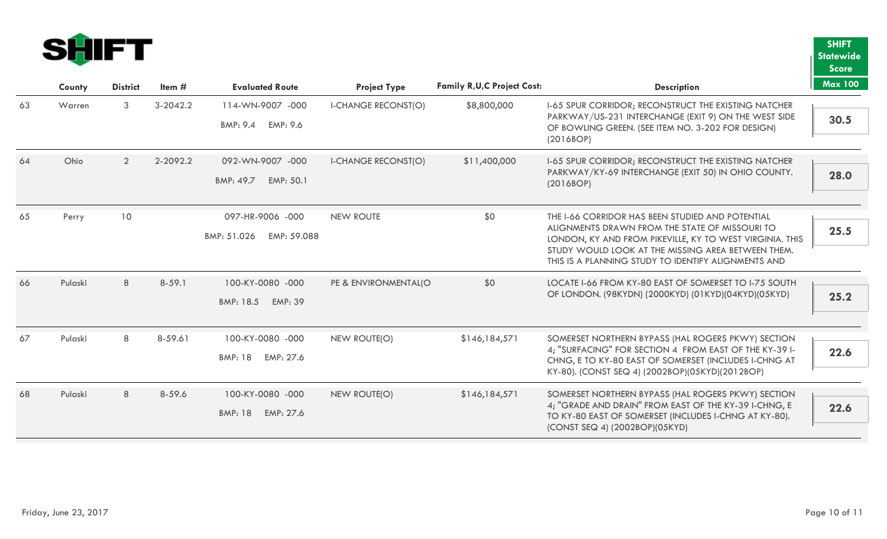# SHIFT

| | County | District | Item # | Evaluated Route | Project Type | Family R,U,C Project Cost: | Description | SHIFT Statewide Score Max 100 |
|---|---|---|---|---|---|---|---|---|
| 63 | Warren | 3 | 3-2042.2 | 114-WN-9007 -000 BMP: 9.4 EMP: 9.6 | I-CHANGE RECONST(O) | $8,800,000 | I-65 SPUR CORRIDOR; RECONSTRUCT THE EXISTING NATCHER PARKWAY/US-231 INTERCHANGE (EXIT 9) ON THE WEST SIDE OF BOWLING GREEN. (SEE ITEM NO. 3-202 FOR DESIGN) (2016BOP) | 30.5 |
| 64 | Ohio | 2 | 2-2092.2 | 092-WN-9007 -000 BMP: 49.7 EMP: 50.1 | I-CHANGE RECONST(O) | $11,400,000 | I-65 SPUR CORRIDOR; RECONSTRUCT THE EXISTING NATCHER PARKWAY/KY-69 INTERCHANGE (EXIT 50) IN OHIO COUNTY. (2016BOP) | 28.0 |
| 65 | Perry | 10 | | 097-HR-9006 -000 BMP: 51.026 EMP: 59.088 | NEW ROUTE | $0 | THE I-66 CORRIDOR HAS BEEN STUDIED AND POTENTIAL ALIGNMENTS DRAWN FROM THE STATE OF MISSOURI TO LONDON, KY AND FROM PIKEVILLE, KY TO WEST VIRGINIA. THIS STUDY WOULD LOOK AT THE MISSING AREA BETWEEN THEM. THIS IS A PLANNING STUDY TO IDENTIFY ALIGNMENTS AND | 25.5 |
| 66 | Pulaski | 8 | 8-59.1 | 100-KY-0080 -000 BMP: 18.5 EMP: 39 | PE & ENVIRONMENTAL(O | $0 | LOCATE I-66 FROM KY-80 EAST OF SOMERSET TO I-75 SOUTH OF LONDON. (98KYDN) (2000KYD) (01KYD)(04KYD)(05KYD) | 25.2 |
| 67 | Pulaski | 8 | 8-59.61 | 100-KY-0080 -000 BMP: 18 EMP: 27.6 | NEW ROUTE(O) | $146,184,571 | SOMERSET NORTHERN BYPASS (HAL ROGERS PKWY) SECTION 4; "SURFACING" FOR SECTION 4 FROM EAST OF THE KY-39 I-CHNG, E TO KY-80 EAST OF SOMERSET (INCLUDES I-CHNG AT KY-80). (CONST SEQ 4) (2002BOP)(05KYD)(2012BOP) | 22.6 |
| 68 | Pulaski | 8 | 8-59.6 | 100-KY-0080 -000 BMP: 18 EMP: 27.6 | NEW ROUTE(O) | $146,184,571 | SOMERSET NORTHERN BYPASS (HAL ROGERS PKWY) SECTION 4; "GRADE AND DRAIN" FROM EAST OF THE KY-39 I-CHNG, E TO KY-80 EAST OF SOMERSET (INCLUDES I-CHNG AT KY-80). (CONST SEQ 4) (2002BOP)(05KYD) | 22.6 |

Friday, June 23, 2017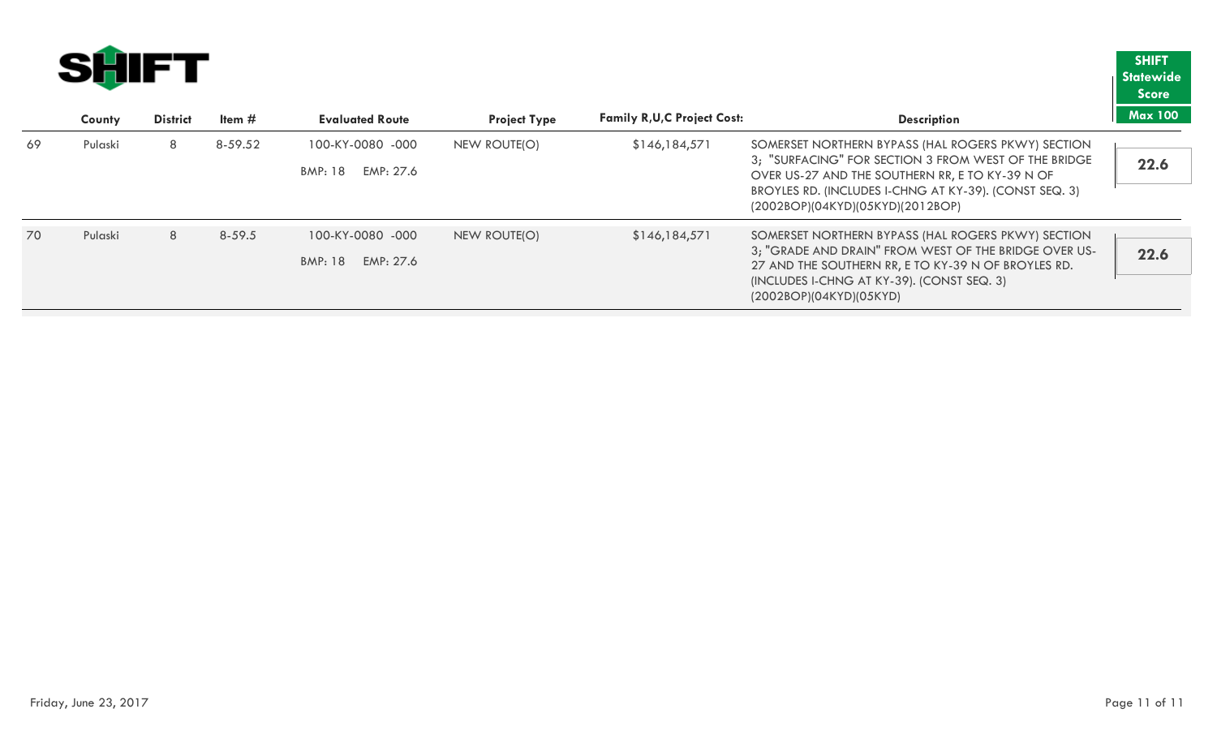SHIFT

| | County | District | Item # | Evaluated Route | Project Type | Family R,U,C Project Cost: | Description | SHIFT Statewide Score Max 100 |
|---|---|---|---|---|---|---|---|---|
| 69 | Pulaski | 8 | 8-59.52 | 100-KY-0080 -000 BMP: 18 EMP: 27.6 | NEW ROUTE(O) | $146,184,571 | SOMERSET NORTHERN BYPASS (HAL ROGERS PKWY) SECTION 3; "SURFACING" FOR SECTION 3 FROM WEST OF THE BRIDGE OVER US-27 AND THE SOUTHERN RR, E TO KY-39 N OF BROYLES RD. (INCLUDES I-CHNG AT KY-39). (CONST SEQ. 3) (2002BOP)(04KYD)(05KYD)(2012BOP) | 22.6 |
| 70 | Pulaski | 8 | 8-59.5 | 100-KY-0080 -000 BMP: 18 EMP: 27.6 | NEW ROUTE(O) | $146,184,571 | SOMERSET NORTHERN BYPASS (HAL ROGERS PKWY) SECTION 3; "GRADE AND DRAIN" FROM WEST OF THE BRIDGE OVER US-27 AND THE SOUTHERN RR, E TO KY-39 N OF BROYLES RD. (INCLUDES I-CHNG AT KY-39). (CONST SEQ. 3) (2002BOP)(04KYD)(05KYD) | 22.6 |

Friday, June 23, 2017